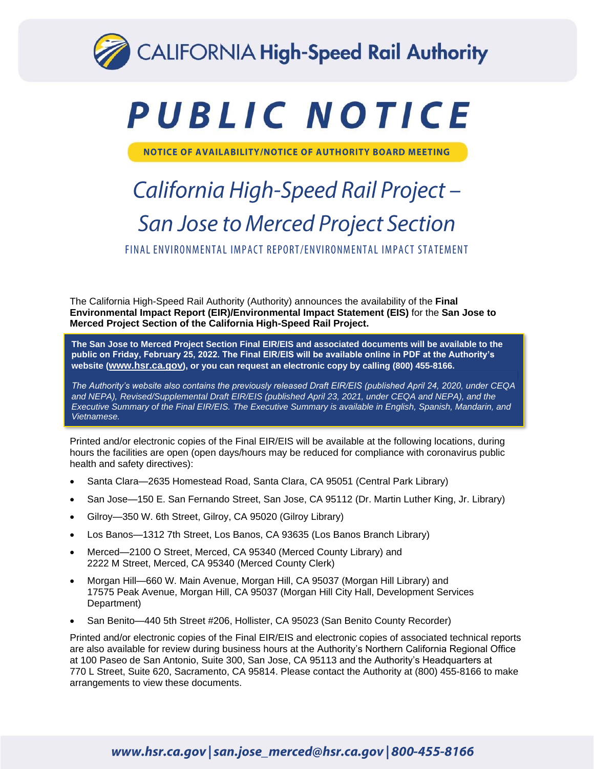CALIFORNIA **High-Speed Rail Authority**

# PUBLIC NOTICE

**NOTICE OF AVAILABILITY/NOTICE OF AUTHORITY BOARD MEETING**

## *California High-Speed Rail Project – San Jose to Merced Project Section*

FINAL ENVIRONMENTAL IMPACT REPORT/ENVIRONMENTAL IMPACT STATEMENT

The California High-Speed Rail Authority (Authority) announces the availability of the **Final Environmental Impact Report (EIR)/Environmental Impact Statement (EIS)** for the **San Jose to Merced Project Section of the California High-Speed Rail Project.**

**The San Jose to Merced Project Section Final EIR/EIS and associated documents will be available to the public on Friday, February 25, 2022. The Final EIR/EIS will be available online in PDF at the Authority's website (www.hsr.ca.gov), or you can request an electronic copy by calling (800) 455-8166.**

*The Authority's website also contains the previously released Draft EIR/EIS (published April 24, 2020, under CEQA and NEPA), Revised/Supplemental Draft EIR/EIS (published April 23, 2021, under CEQA and NEPA), and the Executive Summary of the Final EIR/EIS. The Executive Summary is available in English, Spanish, Mandarin, and Vietnamese.*

Printed and/or electronic copies of the Final EIR/EIS will be available at the following locations, during hours the facilities are open (open days/hours may be reduced for compliance with coronavirus public health and safety directives):

- Santa Clara—2635 Homestead Road, Santa Clara, CA 95051 (Central Park Library)
- San Jose—150 E. San Fernando Street, San Jose, CA 95112 (Dr. Martin Luther King, Jr. Library)
- Gilroy—350 W. 6th Street, Gilroy, CA 95020 (Gilroy Library)
- Los Banos—1312 7th Street, Los Banos, CA 93635 (Los Banos Branch Library)
- Merced—2100 O Street, Merced, CA 95340 (Merced County Library) and 2222 M Street, Merced, CA 95340 (Merced County Clerk)
- Morgan Hill—660 W. Main Avenue, Morgan Hill, CA 95037 (Morgan Hill Library) and 17575 Peak Avenue, Morgan Hill, CA 95037 (Morgan Hill City Hall, Development Services Department)
- San Benito—440 5th Street #206, Hollister, CA 95023 (San Benito County Recorder)

Printed and/or electronic copies of the Final EIR/EIS and electronic copies of associated technical reports are also available for review during business hours at the Authority's Northern California Regional Office at 100 Paseo de San Antonio, Suite 300, San Jose, CA 95113 and the Authority's Headquarters at 770 L Street, Suite 620, Sacramento, CA 95814. Please contact the Authority at (800) 455-8166 to make arrangements to view these documents.

*www.hsr.ca.gov | san.jose_merced@hsr.ca.gov | 800-455-8166*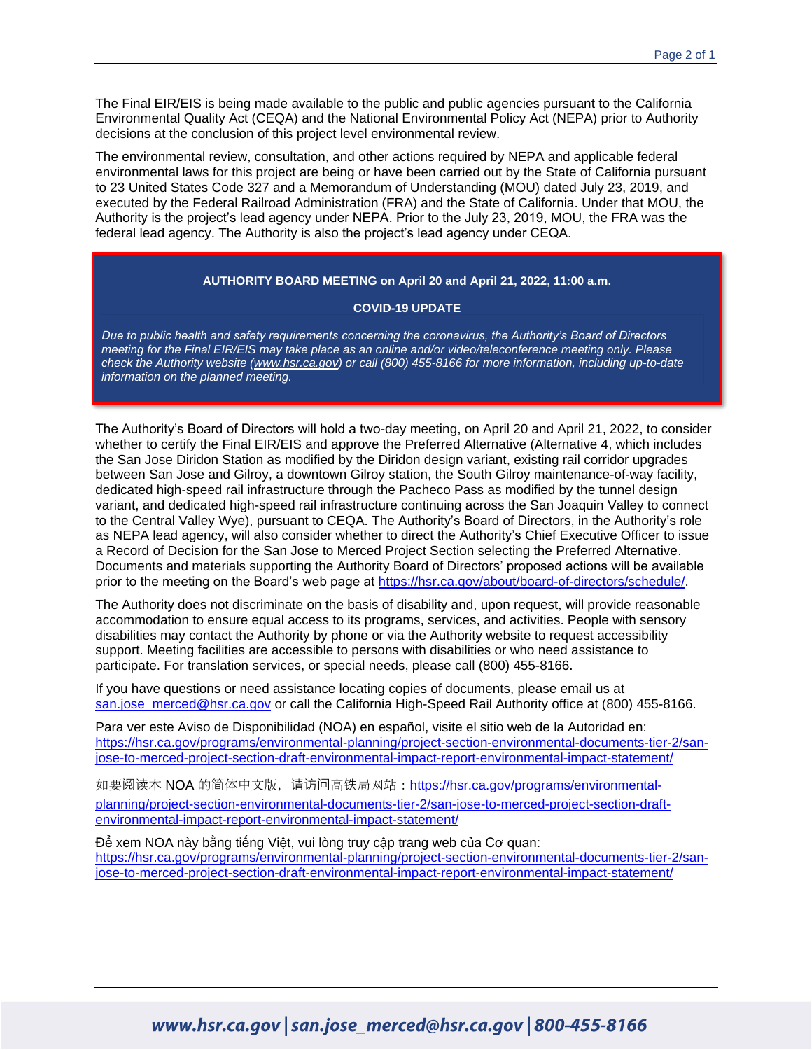The Final EIR/EIS is being made available to the public and public agencies pursuant to the California Environmental Quality Act (CEQA) and the National Environmental Policy Act (NEPA) prior to Authority decisions at the conclusion of this project level environmental review.

The environmental review, consultation, and other actions required by NEPA and applicable federal environmental laws for this project are being or have been carried out by the State of California pursuant to 23 United States Code 327 and a Memorandum of Understanding (MOU) dated July 23, 2019, and executed by the Federal Railroad Administration (FRA) and the State of California. Under that MOU, the Authority is the project's lead agency under NEPA. Prior to the July 23, 2019, MOU, the FRA was the federal lead agency. The Authority is also the project's lead agency under CEQA.

**AUTHORITY BOARD MEETING on April 20 and April 21, 2022, 11:00 a.m.**

**COVID-19 UPDATE**

*Due to public health and safety requirements concerning the coronavirus, the Authority's Board of Directors meeting for the Final EIR/EIS may take place as an online and/or video/teleconference meeting only. Please check the Authority website (www.hsr.ca.gov) or call (800) 455-8166 for more information, including up-to-date information on the planned meeting.*

The Authority's Board of Directors will hold a two-day meeting, on April 20 and April 21, 2022, to consider whether to certify the Final EIR/EIS and approve the Preferred Alternative (Alternative 4, which includes the San Jose Diridon Station as modified by the Diridon design variant, existing rail corridor upgrades between San Jose and Gilroy, a downtown Gilroy station, the South Gilroy maintenance-of-way facility, dedicated high-speed rail infrastructure through the Pacheco Pass as modified by the tunnel design variant, and dedicated high-speed rail infrastructure continuing across the San Joaquin Valley to connect to the Central Valley Wye), pursuant to CEQA. The Authority's Board of Directors, in the Authority's role as NEPA lead agency, will also consider whether to direct the Authority's Chief Executive Officer to issue a Record of Decision for the San Jose to Merced Project Section selecting the Preferred Alternative. Documents and materials supporting the Authority Board of Directors' proposed actions will be available prior to the meeting on the Board's web page at https://hsr.ca.gov/about/board-of-directors/schedule/.

The Authority does not discriminate on the basis of disability and, upon request, will provide reasonable accommodation to ensure equal access to its programs, services, and activities. People with sensory disabilities may contact the Authority by phone or via the Authority website to request accessibility support. Meeting facilities are accessible to persons with disabilities or who need assistance to participate. For translation services, or special needs, please call (800) 455-8166.

If you have questions or need assistance locating copies of documents, please email us at san.jose_merced@hsr.ca.gov or call the California High-Speed Rail Authority office at (800) 455-8166.

Para ver este Aviso de Disponibilidad (NOA) en español, visite el sitio web de la Autoridad en: https://hsr.ca.gov/programs/environmental-planning/project-section-environmental-documents-tier-2/san-jose-to-merced-project-section-draft-environmental-impact-report-environmental-impact-statement/

如要阅读本 NOA 的简体中文版，请访问高铁局网站：https://hsr.ca.gov/programs/environmental-planning/project-section-environmental-documents-tier-2/san-jose-to-merced-project-section-draft-environmental-impact-report-environmental-impact-statement/

Để xem NOA này bằng tiếng Việt, vui lòng truy cập trang web của Cơ quan: https://hsr.ca.gov/programs/environmental-planning/project-section-environmental-documents-tier-2/san-jose-to-merced-project-section-draft-environmental-impact-report-environmental-impact-statement/